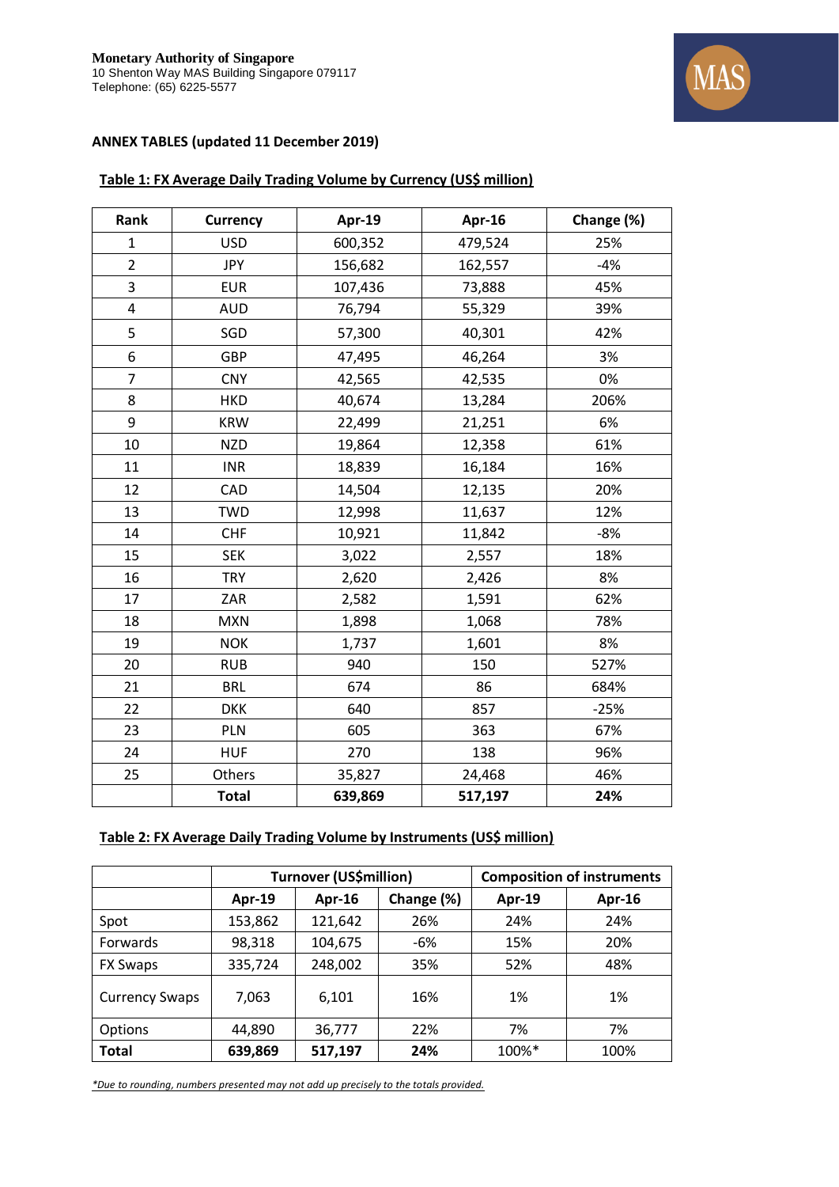**Monetary Authority of Singapore**
10 Shenton Way MAS Building Singapore 079117
Telephone: (65) 6225-5577

**ANNEX TABLES (updated 11 December 2019)**

**Table 1: FX Average Daily Trading Volume by Currency (US$ million)**

| Rank | Currency | Apr-19 | Apr-16 | Change (%) |
|---|---|---|---|---|
| 1 | USD | 600,352 | 479,524 | 25% |
| 2 | JPY | 156,682 | 162,557 | -4% |
| 3 | EUR | 107,436 | 73,888 | 45% |
| 4 | AUD | 76,794 | 55,329 | 39% |
| 5 | SGD | 57,300 | 40,301 | 42% |
| 6 | GBP | 47,495 | 46,264 | 3% |
| 7 | CNY | 42,565 | 42,535 | 0% |
| 8 | HKD | 40,674 | 13,284 | 206% |
| 9 | KRW | 22,499 | 21,251 | 6% |
| 10 | NZD | 19,864 | 12,358 | 61% |
| 11 | INR | 18,839 | 16,184 | 16% |
| 12 | CAD | 14,504 | 12,135 | 20% |
| 13 | TWD | 12,998 | 11,637 | 12% |
| 14 | CHF | 10,921 | 11,842 | -8% |
| 15 | SEK | 3,022 | 2,557 | 18% |
| 16 | TRY | 2,620 | 2,426 | 8% |
| 17 | ZAR | 2,582 | 1,591 | 62% |
| 18 | MXN | 1,898 | 1,068 | 78% |
| 19 | NOK | 1,737 | 1,601 | 8% |
| 20 | RUB | 940 | 150 | 527% |
| 21 | BRL | 674 | 86 | 684% |
| 22 | DKK | 640 | 857 | -25% |
| 23 | PLN | 605 | 363 | 67% |
| 24 | HUF | 270 | 138 | 96% |
| 25 | Others | 35,827 | 24,468 | 46% |
| | **Total** | **639,869** | **517,197** | **24%** |

**Table 2: FX Average Daily Trading Volume by Instruments (US$ million)**

| | Turnover (US$million) | | | Composition of instruments | |
|---|---|---|---|---|---|
| | Apr-19 | Apr-16 | Change (%) | Apr-19 | Apr-16 |
| Spot | 153,862 | 121,642 | 26% | 24% | 24% |
| Forwards | 98,318 | 104,675 | -6% | 15% | 20% |
| FX Swaps | 335,724 | 248,002 | 35% | 52% | 48% |
| Currency Swaps | 7,063 | 6,101 | 16% | 1% | 1% |
| Options | 44,890 | 36,777 | 22% | 7% | 7% |
| **Total** | **639,869** | **517,197** | **24%** | 100%* | 100% |

*\*Due to rounding, numbers presented may not add up precisely to the totals provided.*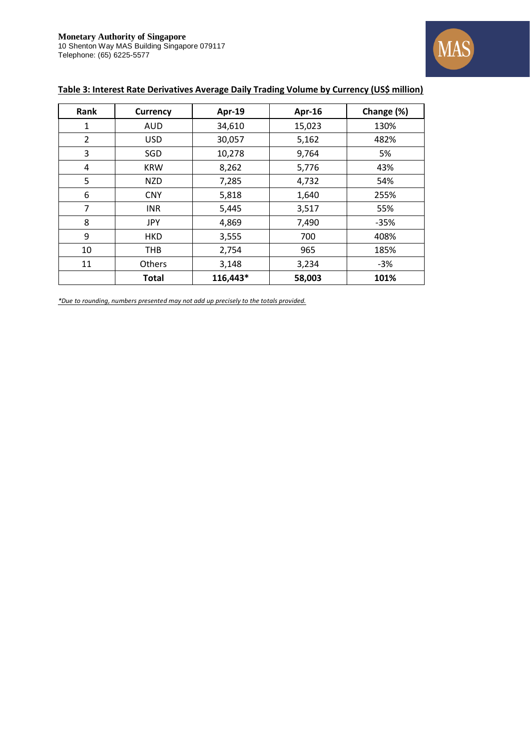Monetary Authority of Singapore
10 Shenton Way MAS Building Singapore 079117
Telephone: (65) 6225-5577

**Table 3: Interest Rate Derivatives Average Daily Trading Volume by Currency (US$ million)**

| Rank | Currency | Apr-19 | Apr-16 | Change (%) |
|---|---|---|---|---|
| 1 | AUD | 34,610 | 15,023 | 130% |
| 2 | USD | 30,057 | 5,162 | 482% |
| 3 | SGD | 10,278 | 9,764 | 5% |
| 4 | KRW | 8,262 | 5,776 | 43% |
| 5 | NZD | 7,285 | 4,732 | 54% |
| 6 | CNY | 5,818 | 1,640 | 255% |
| 7 | INR | 5,445 | 3,517 | 55% |
| 8 | JPY | 4,869 | 7,490 | -35% |
| 9 | HKD | 3,555 | 700 | 408% |
| 10 | THB | 2,754 | 965 | 185% |
| 11 | Others | 3,148 | 3,234 | -3% |
| | **Total** | **116,443*** | **58,003** | **101%** |

*\*Due to rounding, numbers presented may not add up precisely to the totals provided.*